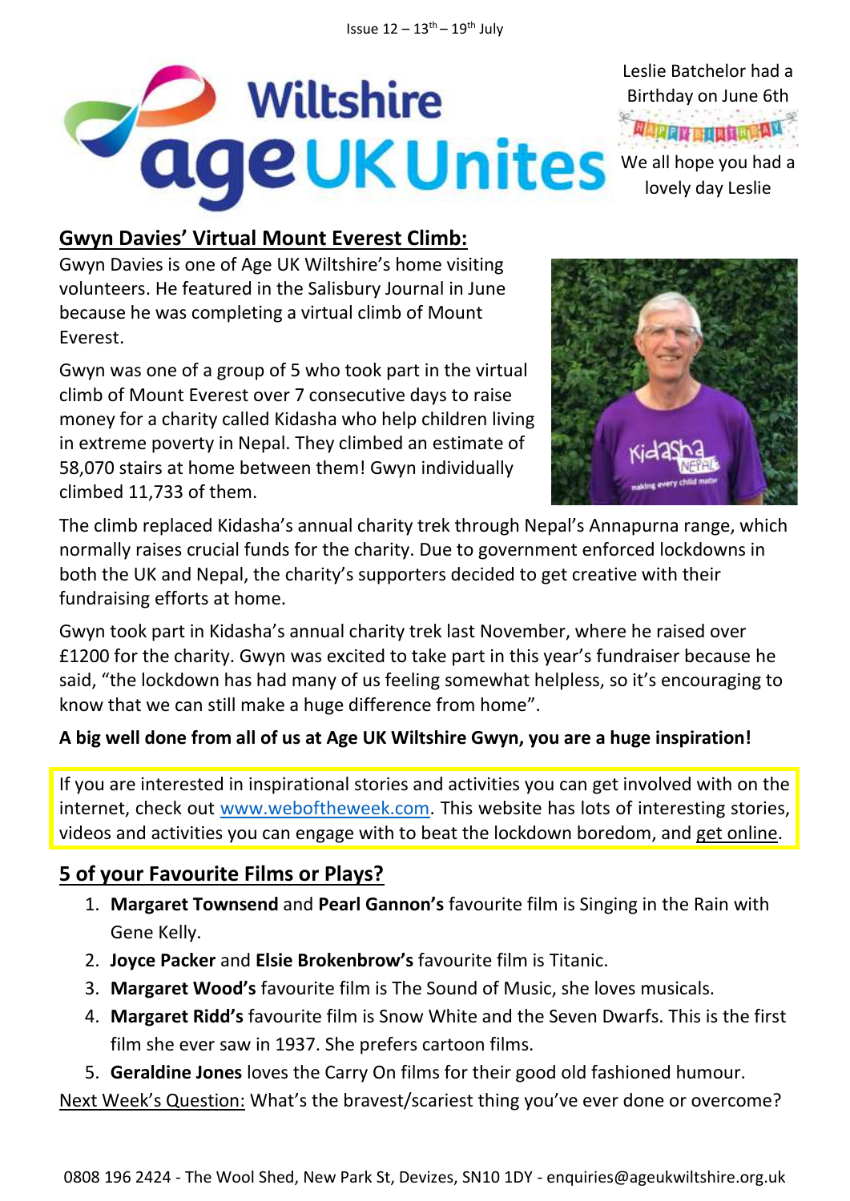# Wiltshire age UK Unites

Issue 12 – 13th – 19th July

Leslie Batchelor had a Birthday on June 6th

We all hope you had a lovely day Leslie

## Gwyn Davies' Virtual Mount Everest Climb:

Gwyn Davies is one of Age UK Wiltshire's home visiting volunteers. He featured in the Salisbury Journal in June because he was completing a virtual climb of Mount Everest.

Gwyn was one of a group of 5 who took part in the virtual climb of Mount Everest over 7 consecutive days to raise money for a charity called Kidasha who help children living in extreme poverty in Nepal. They climbed an estimate of 58,070 stairs at home between them! Gwyn individually climbed 11,733 of them.

The climb replaced Kidasha's annual charity trek through Nepal's Annapurna range, which normally raises crucial funds for the charity. Due to government enforced lockdowns in both the UK and Nepal, the charity's supporters decided to get creative with their fundraising efforts at home.

Gwyn took part in Kidasha's annual charity trek last November, where he raised over £1200 for the charity. Gwyn was excited to take part in this year's fundraiser because he said, "the lockdown has had many of us feeling somewhat helpless, so it's encouraging to know that we can still make a huge difference from home".

**A big well done from all of us at Age UK Wiltshire Gwyn, you are a huge inspiration!**

If you are interested in inspirational stories and activities you can get involved with on the internet, check out www.weboftheweek.com. This website has lots of interesting stories, videos and activities you can engage with to beat the lockdown boredom, and get online.

## 5 of your Favourite Films or Plays?

1. **Margaret Townsend** and **Pearl Gannon's** favourite film is Singing in the Rain with Gene Kelly.
2. **Joyce Packer** and **Elsie Brokenbrow's** favourite film is Titanic.
3. **Margaret Wood's** favourite film is The Sound of Music, she loves musicals.
4. **Margaret Ridd's** favourite film is Snow White and the Seven Dwarfs. This is the first film she ever saw in 1937. She prefers cartoon films.
5. **Geraldine Jones** loves the Carry On films for their good old fashioned humour.

Next Week's Question: What's the bravest/scariest thing you've ever done or overcome?

0808 196 2424 - The Wool Shed, New Park St, Devizes, SN10 1DY - enquiries@ageukwiltshire.org.uk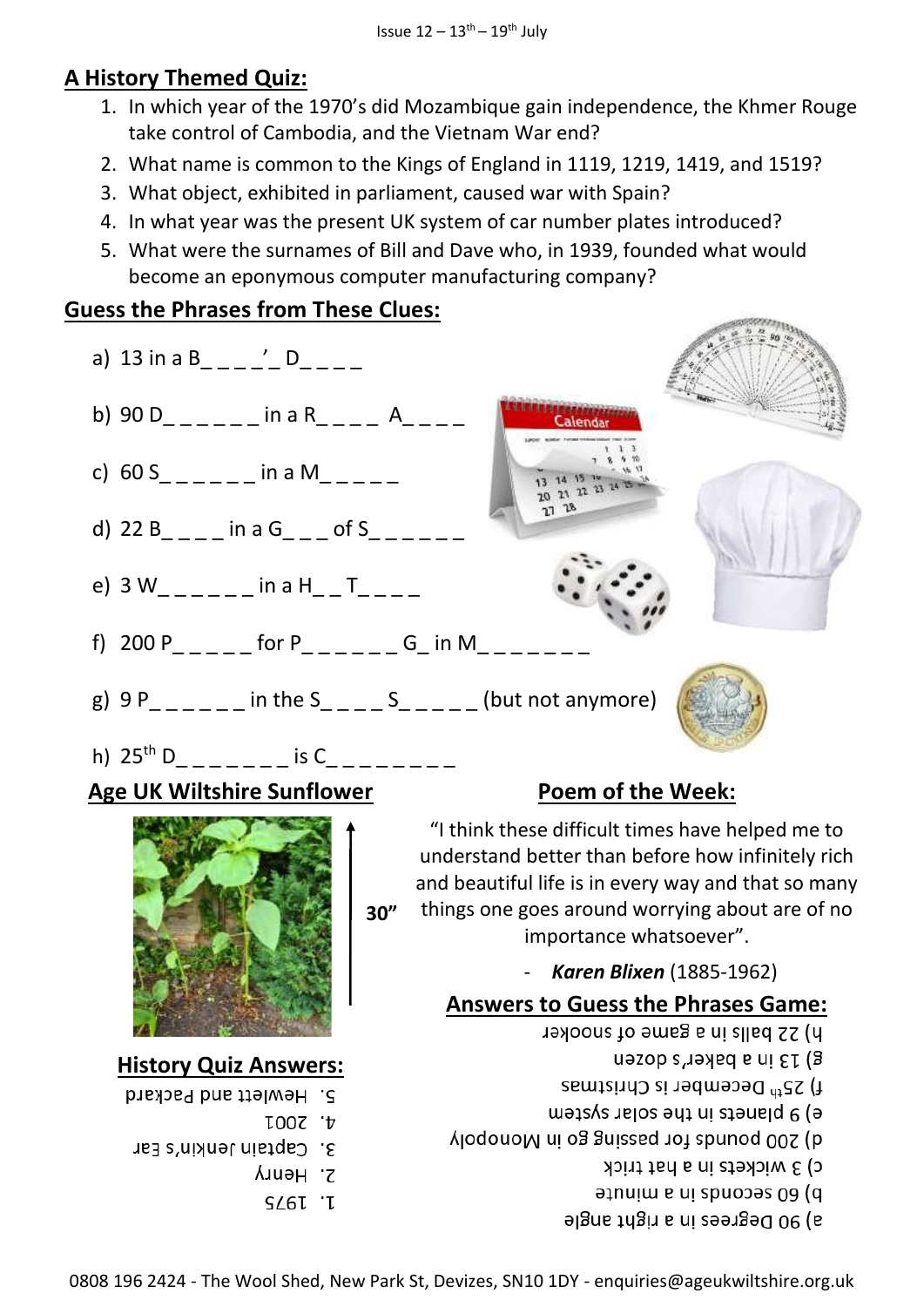## A History Themed Quiz:

1. In which year of the 1970's did Mozambique gain independence, the Khmer Rouge take control of Cambodia, and the Vietnam War end?
2. What name is common to the Kings of England in 1119, 1219, 1419, and 1519?
3. What object, exhibited in parliament, caused war with Spain?
4. In what year was the present UK system of car number plates introduced?
5. What were the surnames of Bill and Dave who, in 1939, founded what would become an eponymous computer manufacturing company?

## Guess the Phrases from These Clues:

a) 13 in a B_ _ _ _'_ D_ _ _ _

b) 90 D_ _ _ _ _ _ in a R_ _ _ _ A_ _ _ _

c) 60 S_ _ _ _ _ _ in a M_ _ _ _ _

d) 22 B_ _ _ _ in a G_ _ _ of S_ _ _ _ _ _

e) 3 W_ _ _ _ _ _ in a H_ _ T_ _ _ _

f) 200 P_ _ _ _ _ for P_ _ _ _ _ _ G_ in M_ _ _ _ _ _ _

g) 9 P_ _ _ _ _ _ in the S_ _ _ _ S_ _ _ _ _ (but not anymore)

h) 25th D_ _ _ _ _ _ _ is C_ _ _ _ _ _ _ _

## Age UK Wiltshire Sunflower

30"

## Poem of the Week:

"I think these difficult times have helped me to understand better than before how infinitely rich and beautiful life is in every way and that so many things one goes around worrying about are of no importance whatsoever".

- ***Karen Blixen*** (1885-1962)

## History Quiz Answers:

1. 1975
2. Henry
3. Captain Jenkin's Ear
4. 2001
5. Hewlett and Packard

## Answers to Guess the Phrases Game:

a) 90 Degrees in a right angle
b) 60 seconds in a minute
c) 3 wickets in a hat trick
d) 200 pounds for passing go in Monopoly
e) 9 planets in the solar system
f) 25th December is Christmas
g) 13 in a baker's dozen
h) 22 balls in a game of snooker

0808 196 2424 - The Wool Shed, New Park St, Devizes, SN10 1DY - enquiries@ageukwiltshire.org.uk